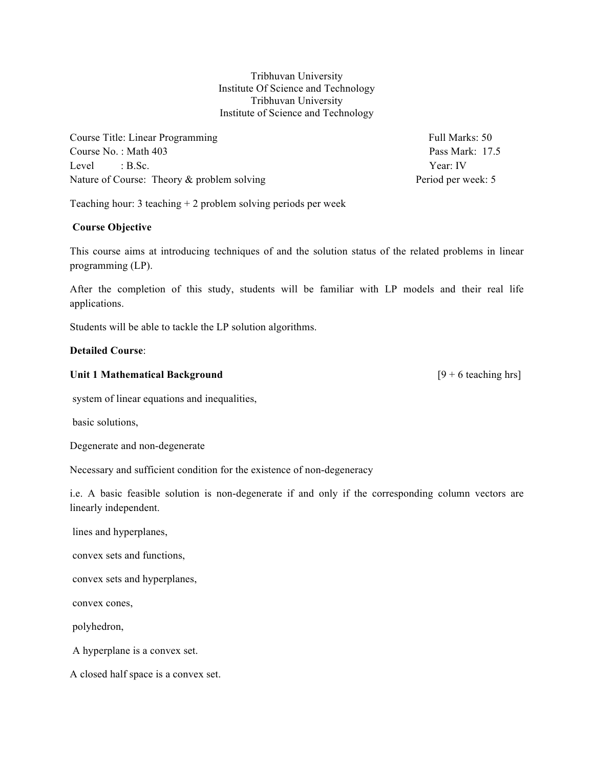Tribhuvan University

Institute Of Science and Technology

Tribhuvan University

Institute of Science and Technology

| | |
|---|---|
| Course Title: Linear Programming | Full Marks: 50 |
| Course No. : Math 403 | Pass Mark: 17.5 |
| Level : B.Sc. | Year: IV |
| Nature of Course: Theory & problem solving | Period per week: 5 |

Teaching hour: 3 teaching + 2 problem solving periods per week

**Course Objective**

This course aims at introducing techniques of and the solution status of the related problems in linear programming (LP).

After the completion of this study, students will be familiar with LP models and their real life applications.

Students will be able to tackle the LP solution algorithms.

**Detailed Course**:

**Unit 1 Mathematical Background** [9 + 6 teaching hrs]

system of linear equations and inequalities,

basic solutions,

Degenerate and non-degenerate

Necessary and sufficient condition for the existence of non-degeneracy

i.e. A basic feasible solution is non-degenerate if and only if the corresponding column vectors are linearly independent.

lines and hyperplanes,

convex sets and functions,

convex sets and hyperplanes,

convex cones,

polyhedron,

A hyperplane is a convex set.

A closed half space is a convex set.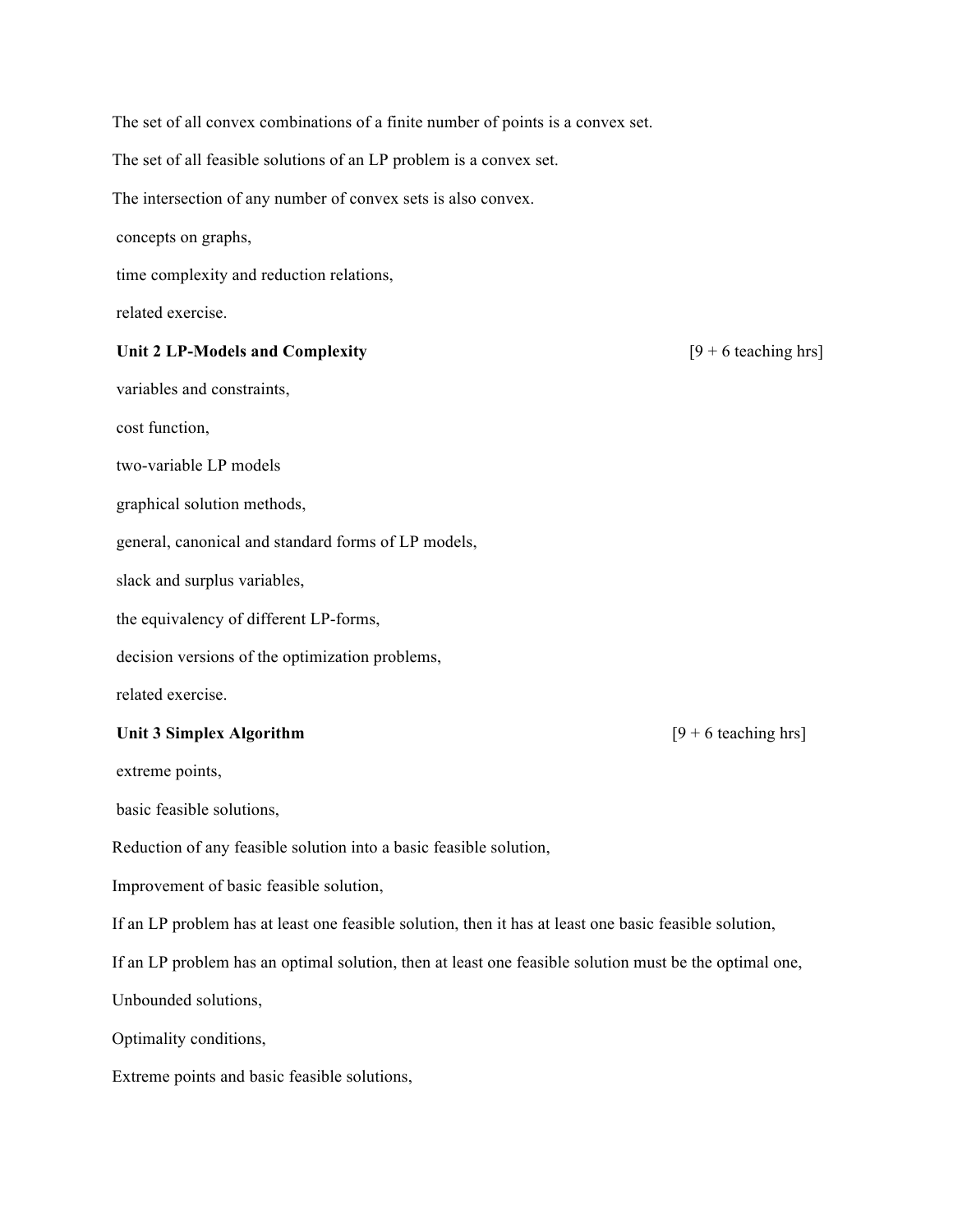The set of all convex combinations of a finite number of points is a convex set.

The set of all feasible solutions of an LP problem is a convex set.

The intersection of any number of convex sets is also convex.

concepts on graphs,

time complexity and reduction relations,

related exercise.

**Unit 2 LP-Models and Complexity** [9 + 6 teaching hrs]

variables and constraints,

cost function,

two-variable LP models

graphical solution methods,

general, canonical and standard forms of LP models,

slack and surplus variables,

the equivalency of different LP-forms,

decision versions of the optimization problems,

related exercise.

**Unit 3 Simplex Algorithm** [9 + 6 teaching hrs]

extreme points,

basic feasible solutions,

Reduction of any feasible solution into a basic feasible solution,

Improvement of basic feasible solution,

If an LP problem has at least one feasible solution, then it has at least one basic feasible solution,

If an LP problem has an optimal solution, then at least one feasible solution must be the optimal one,

Unbounded solutions,

Optimality conditions,

Extreme points and basic feasible solutions,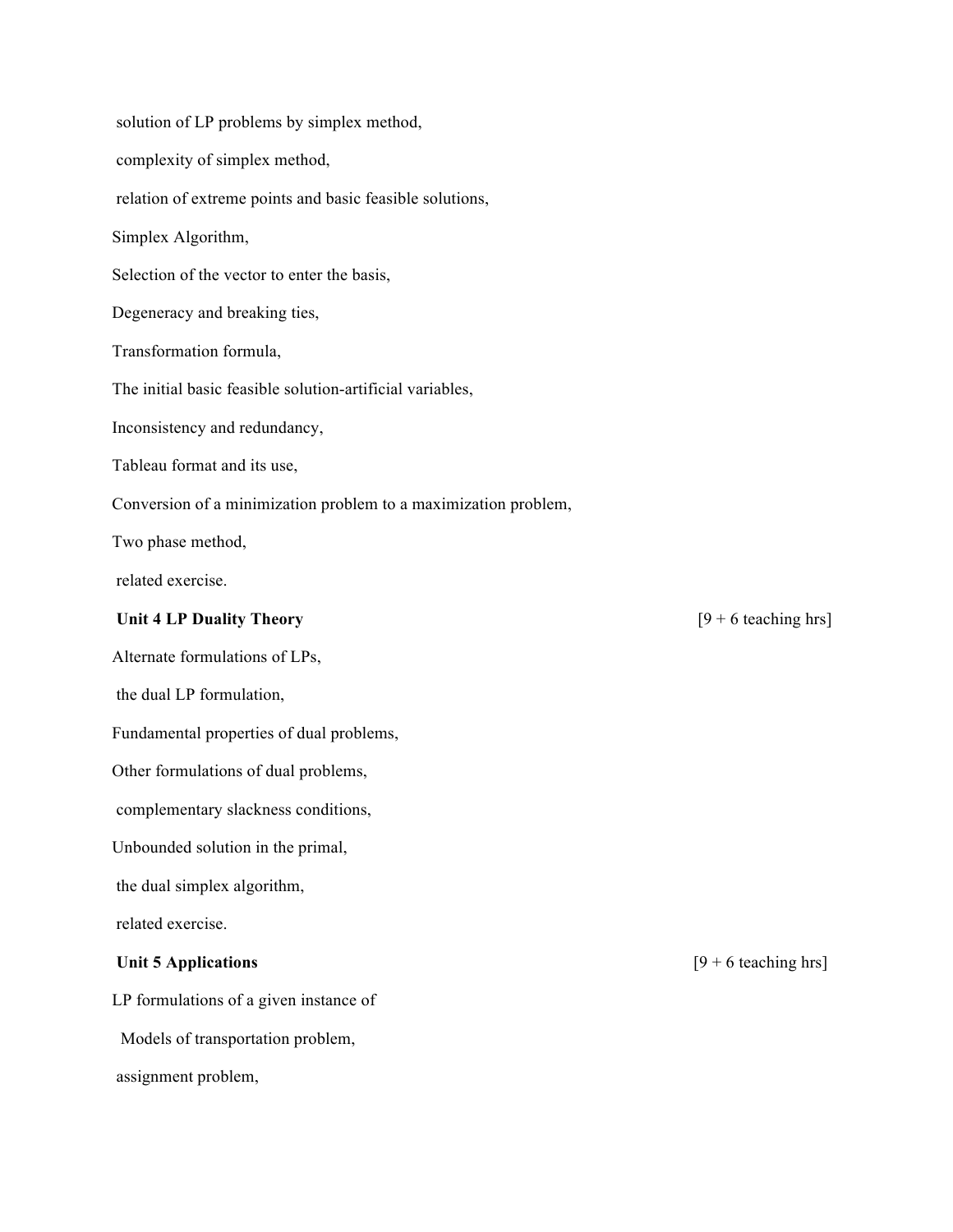solution of LP problems by simplex method,

complexity of simplex method,

relation of extreme points and basic feasible solutions,

Simplex Algorithm,

Selection of the vector to enter the basis,

Degeneracy and breaking ties,

Transformation formula,

The initial basic feasible solution-artificial variables,

Inconsistency and redundancy,

Tableau format and its use,

Conversion of a minimization problem to a maximization problem,

Two phase method,

related exercise.

**Unit 4 LP Duality Theory** [9 + 6 teaching hrs]

Alternate formulations of LPs,

the dual LP formulation,

Fundamental properties of dual problems,

Other formulations of dual problems,

complementary slackness conditions,

Unbounded solution in the primal,

the dual simplex algorithm,

related exercise.

**Unit 5 Applications** [9 + 6 teaching hrs]

LP formulations of a given instance of

Models of transportation problem,

assignment problem,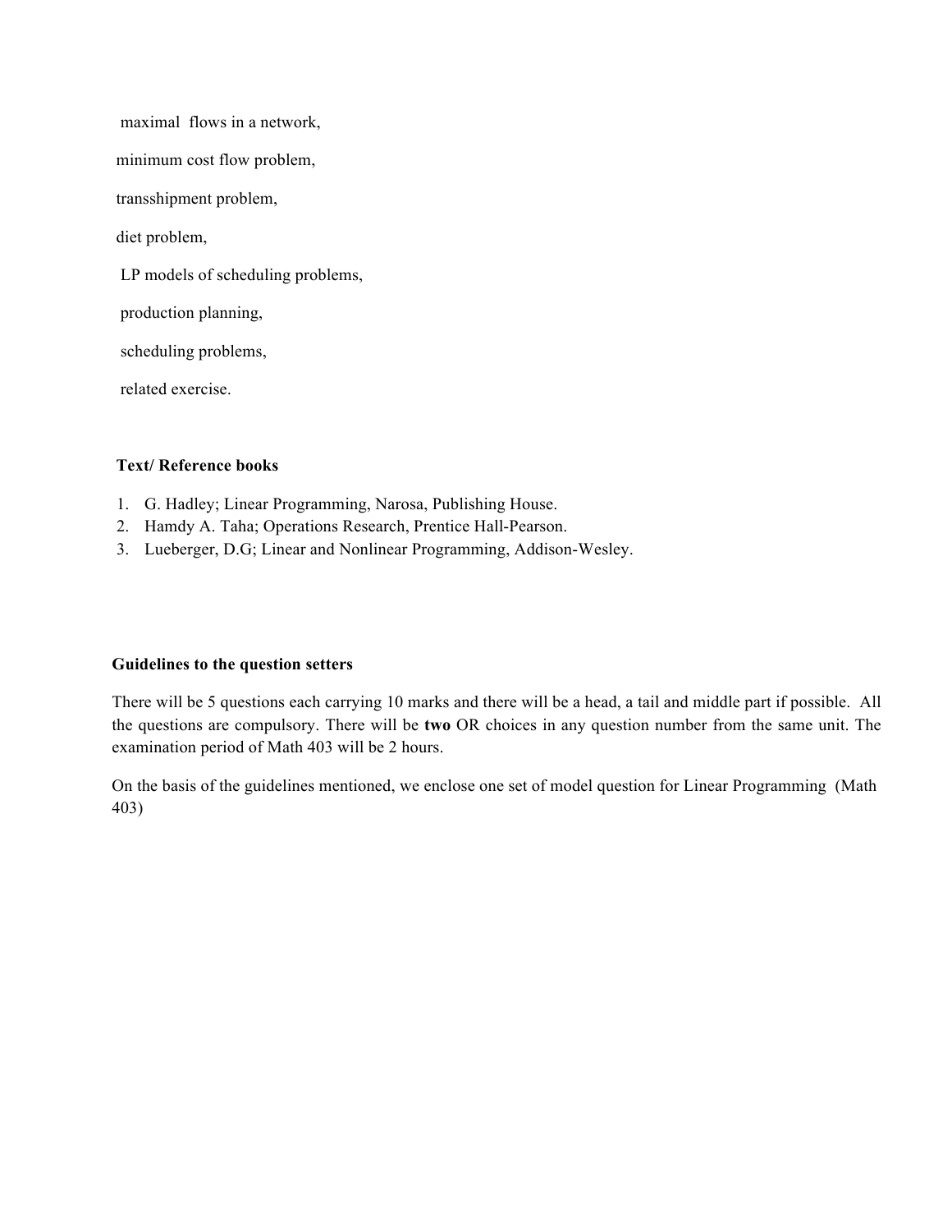maximal flows in a network,

minimum cost flow problem,

transshipment problem,

diet problem,

LP models of scheduling problems,

production planning,

scheduling problems,

related exercise.

**Text/ Reference books**

1. G. Hadley; Linear Programming, Narosa, Publishing House.
2. Hamdy A. Taha; Operations Research, Prentice Hall-Pearson.
3. Lueberger, D.G; Linear and Nonlinear Programming, Addison-Wesley.

**Guidelines to the question setters**

There will be 5 questions each carrying 10 marks and there will be a head, a tail and middle part if possible. All the questions are compulsory. There will be **two** OR choices in any question number from the same unit. The examination period of Math 403 will be 2 hours.

On the basis of the guidelines mentioned, we enclose one set of model question for Linear Programming (Math 403)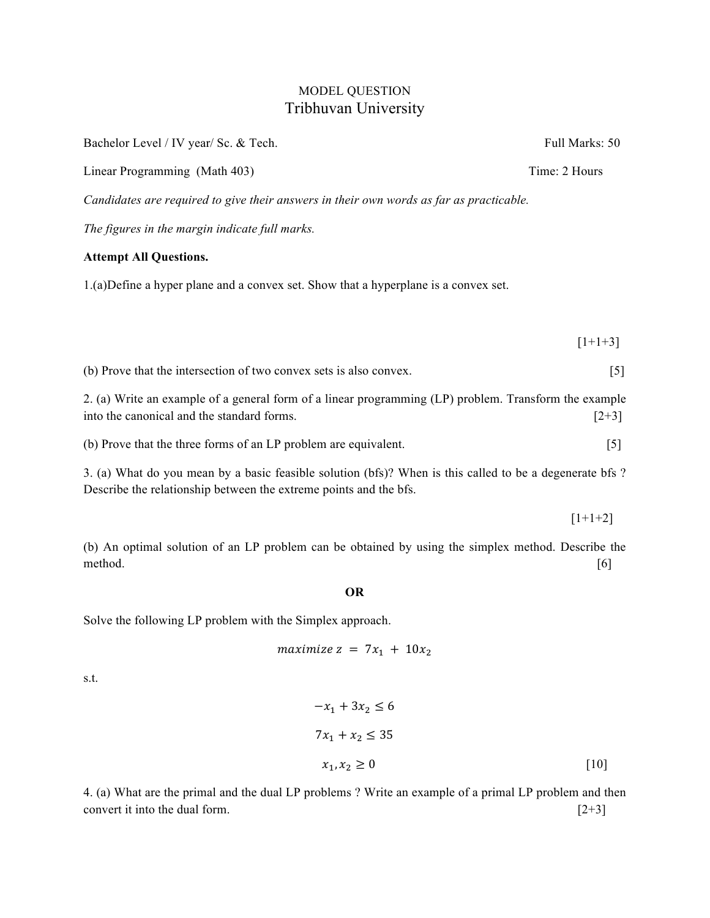MODEL QUESTION

# Tribhuvan University

Bachelor Level / IV year/ Sc. & Tech. Full Marks: 50

Linear Programming (Math 403) Time: 2 Hours

*Candidates are required to give their answers in their own words as far as practicable.*

*The figures in the margin indicate full marks.*

**Attempt All Questions.**

1.(a)Define a hyper plane and a convex set. Show that a hyperplane is a convex set. [1+1+3]

(b) Prove that the intersection of two convex sets is also convex. [5]

2. (a) Write an example of a general form of a linear programming (LP) problem. Transform the example into the canonical and the standard forms. [2+3]

(b) Prove that the three forms of an LP problem are equivalent. [5]

3. (a) What do you mean by a basic feasible solution (bfs)? When is this called to be a degenerate bfs ? Describe the relationship between the extreme points and the bfs. [1+1+2]

(b) An optimal solution of an LP problem can be obtained by using the simplex method. Describe the method. [6]

**OR**

Solve the following LP problem with the Simplex approach.

$$maximize\ z = 7x_1 + 10x_2$$

s.t.

$$-x_1 + 3x_2 \leq 6$$

$$7x_1 + x_2 \leq 35$$

$$x_1, x_2 \geq 0$$

[10]

4. (a) What are the primal and the dual LP problems ? Write an example of a primal LP problem and then convert it into the dual form. [2+3]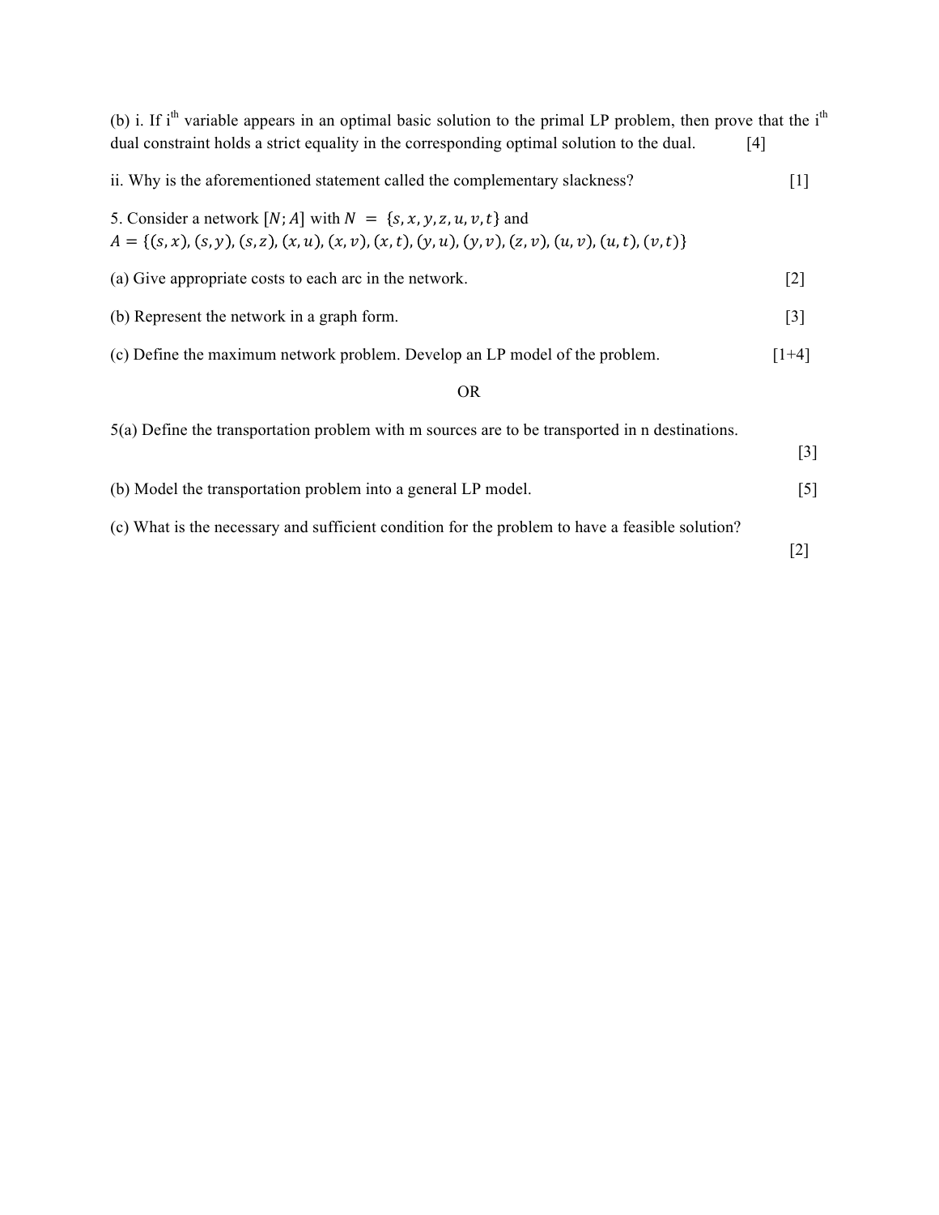(b) i. If i[th] variable appears in an optimal basic solution to the primal LP problem, then prove that the i[th] dual constraint holds a strict equality in the corresponding optimal solution to the dual. [4]

ii. Why is the aforementioned statement called the complementary slackness? [1]

5. Consider a network $[N; A]$ with $N = \{s, x, y, z, u, v, t\}$ and $A = \{(s, x), (s, y), (s, z), (x, u), (x, v), (x, t), (y, u), (y, v), (z, v), (u, v), (u, t), (v, t)\}$

(a) Give appropriate costs to each arc in the network. [2]

(b) Represent the network in a graph form. [3]

(c) Define the maximum network problem. Develop an LP model of the problem. [1+4]

OR

5(a) Define the transportation problem with m sources are to be transported in n destinations. [3]

(b) Model the transportation problem into a general LP model. [5]

(c) What is the necessary and sufficient condition for the problem to have a feasible solution? [2]